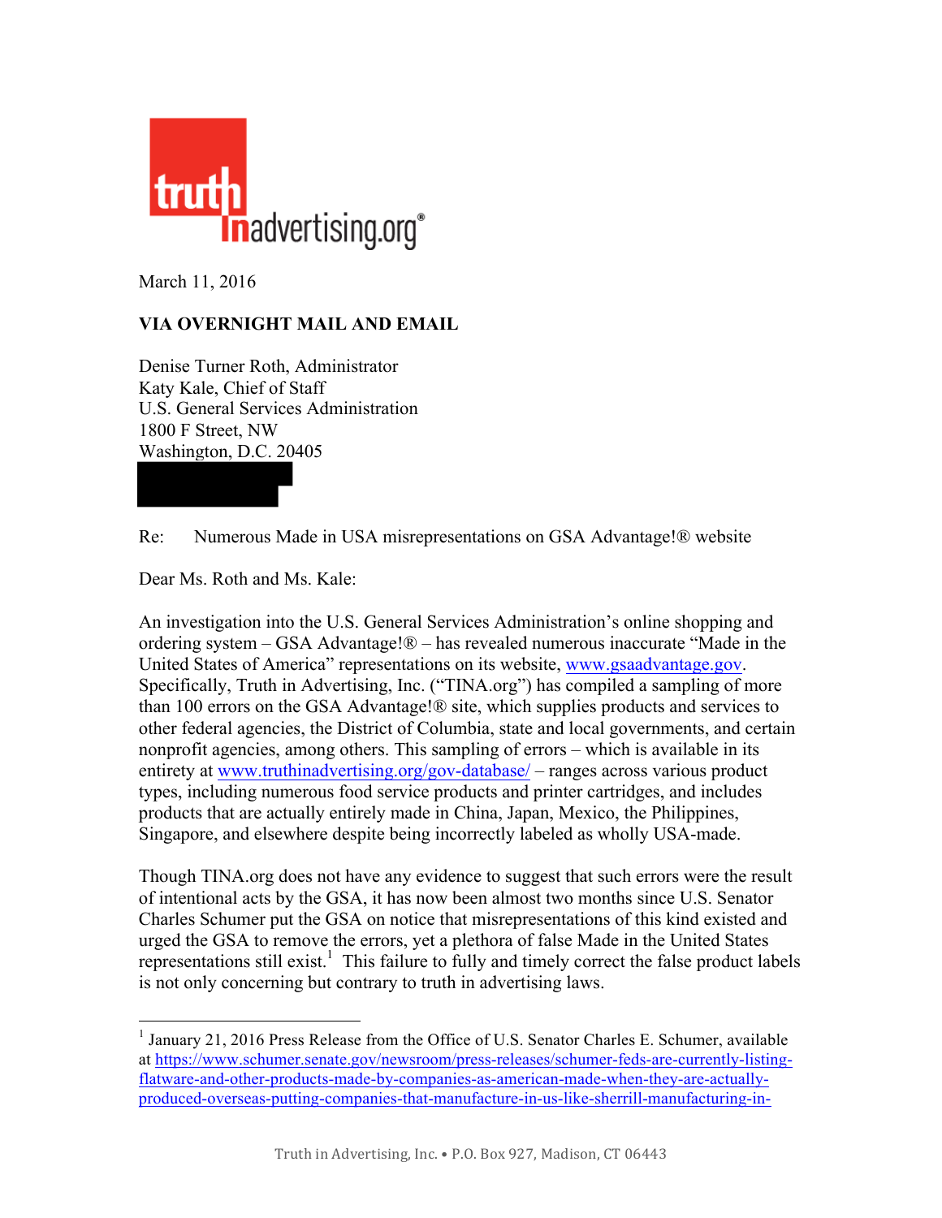truth in advertising.org®

March 11, 2016

**VIA OVERNIGHT MAIL AND EMAIL**

Denise Turner Roth, Administrator
Katy Kale, Chief of Staff
U.S. General Services Administration
1800 F Street, NW
Washington, D.C. 20405

Re: Numerous Made in USA misrepresentations on GSA Advantage!® website

Dear Ms. Roth and Ms. Kale:

An investigation into the U.S. General Services Administration's online shopping and ordering system – GSA Advantage!® – has revealed numerous inaccurate "Made in the United States of America" representations on its website, www.gsaadvantage.gov. Specifically, Truth in Advertising, Inc. ("TINA.org") has compiled a sampling of more than 100 errors on the GSA Advantage!® site, which supplies products and services to other federal agencies, the District of Columbia, state and local governments, and certain nonprofit agencies, among others. This sampling of errors – which is available in its entirety at www.truthinadvertising.org/gov-database/ – ranges across various product types, including numerous food service products and printer cartridges, and includes products that are actually entirely made in China, Japan, Mexico, the Philippines, Singapore, and elsewhere despite being incorrectly labeled as wholly USA-made.

Though TINA.org does not have any evidence to suggest that such errors were the result of intentional acts by the GSA, it has now been almost two months since U.S. Senator Charles Schumer put the GSA on notice that misrepresentations of this kind existed and urged the GSA to remove the errors, yet a plethora of false Made in the United States representations still exist.[1] This failure to fully and timely correct the false product labels is not only concerning but contrary to truth in advertising laws.

---

[1] January 21, 2016 Press Release from the Office of U.S. Senator Charles E. Schumer, available at https://www.schumer.senate.gov/newsroom/press-releases/schumer-feds-are-currently-listing-flatware-and-other-products-made-by-companies-as-american-made-when-they-are-actually-produced-overseas-putting-companies-that-manufacture-in-us-like-sherrill-manufacturing-in-

Truth in Advertising, Inc. • P.O. Box 927, Madison, CT 06443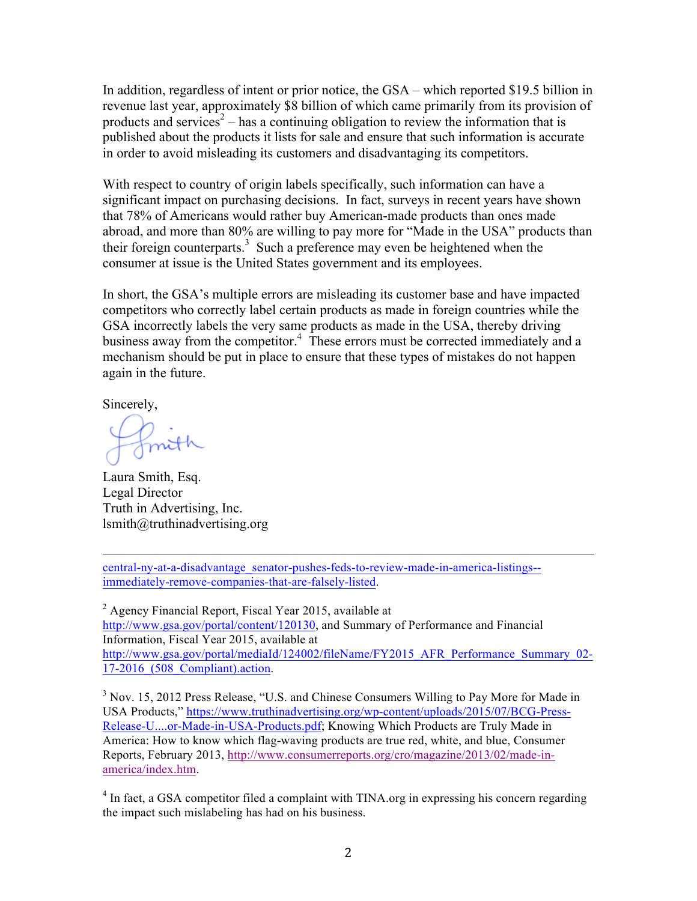In addition, regardless of intent or prior notice, the GSA – which reported $19.5 billion in revenue last year, approximately $8 billion of which came primarily from its provision of products and services[2] – has a continuing obligation to review the information that is published about the products it lists for sale and ensure that such information is accurate in order to avoid misleading its customers and disadvantaging its competitors.

With respect to country of origin labels specifically, such information can have a significant impact on purchasing decisions. In fact, surveys in recent years have shown that 78% of Americans would rather buy American-made products than ones made abroad, and more than 80% are willing to pay more for "Made in the USA" products than their foreign counterparts.[3] Such a preference may even be heightened when the consumer at issue is the United States government and its employees.

In short, the GSA's multiple errors are misleading its customer base and have impacted competitors who correctly label certain products as made in foreign countries while the GSA incorrectly labels the very same products as made in the USA, thereby driving business away from the competitor.[4] These errors must be corrected immediately and a mechanism should be put in place to ensure that these types of mistakes do not happen again in the future.

Sincerely,

Laura Smith, Esq.
Legal Director
Truth in Advertising, Inc.
lsmith@truthinadvertising.org

---

central-ny-at-a-disadvantage_senator-pushes-feds-to-review-made-in-america-listings--immediately-remove-companies-that-are-falsely-listed.

[2] Agency Financial Report, Fiscal Year 2015, available at http://www.gsa.gov/portal/content/120130, and Summary of Performance and Financial Information, Fiscal Year 2015, available at http://www.gsa.gov/portal/mediaId/124002/fileName/FY2015_AFR_Performance_Summary_02-17-2016_(508_Compliant).action.

[3] Nov. 15, 2012 Press Release, "U.S. and Chinese Consumers Willing to Pay More for Made in USA Products," https://www.truthinadvertising.org/wp-content/uploads/2015/07/BCG-Press-Release-U....or-Made-in-USA-Products.pdf; Knowing Which Products are Truly Made in America: How to know which flag-waving products are true red, white, and blue, Consumer Reports, February 2013, http://www.consumerreports.org/cro/magazine/2013/02/made-in-america/index.htm.

[4] In fact, a GSA competitor filed a complaint with TINA.org in expressing his concern regarding the impact such mislabeling has had on his business.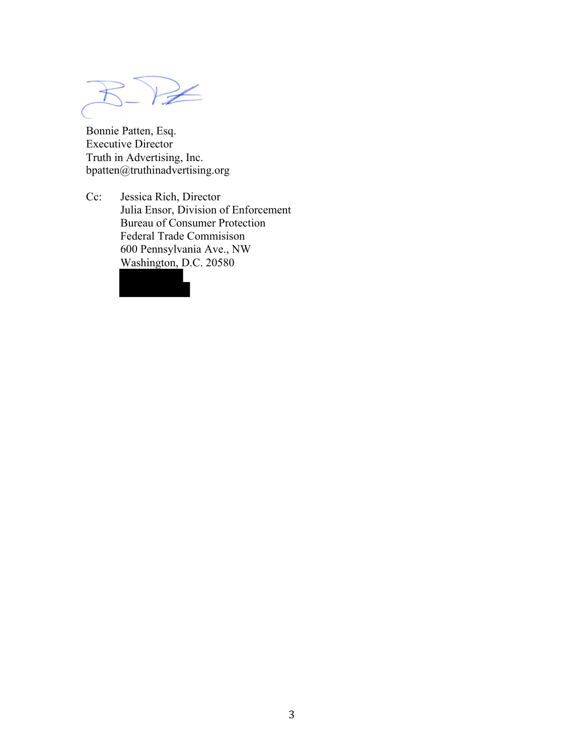Bonnie Patten, Esq.
Executive Director
Truth in Advertising, Inc.
bpatten@truthinadvertising.org

Cc: Jessica Rich, Director
Julia Ensor, Division of Enforcement
Bureau of Consumer Protection
Federal Trade Commisison
600 Pennsylvania Ave., NW
Washington, D.C. 20580